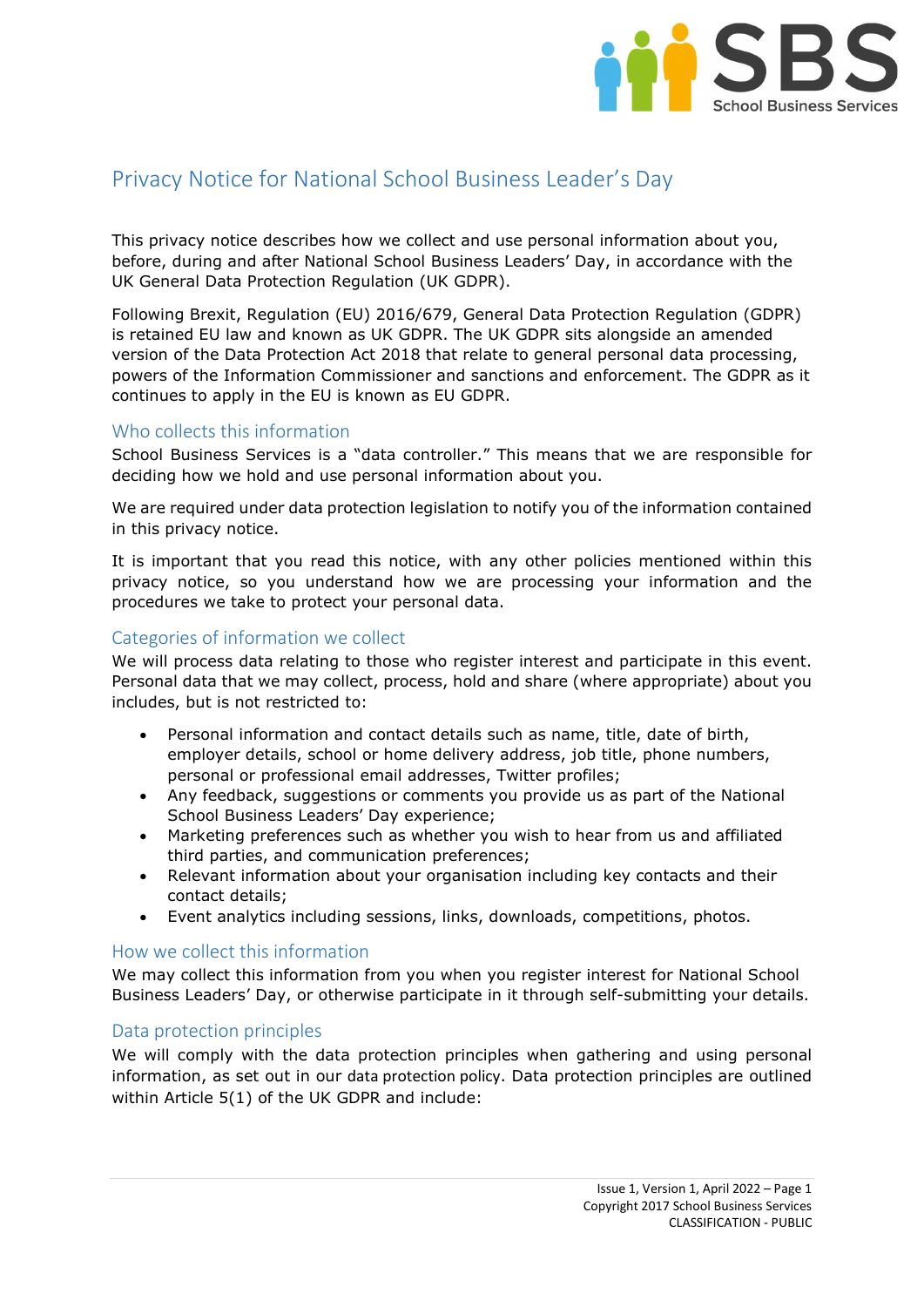# Privacy Notice for National School Business Leader's Day

This privacy notice describes how we collect and use personal information about you, before, during and after National School Business Leaders' Day, in accordance with the UK General Data Protection Regulation (UK GDPR).

Following Brexit, Regulation (EU) 2016/679, General Data Protection Regulation (GDPR) is retained EU law and known as UK GDPR. The UK GDPR sits alongside an amended version of the Data Protection Act 2018 that relate to general personal data processing, powers of the Information Commissioner and sanctions and enforcement. The GDPR as it continues to apply in the EU is known as EU GDPR.

## Who collects this information

School Business Services is a "data controller." This means that we are responsible for deciding how we hold and use personal information about you.

We are required under data protection legislation to notify you of the information contained in this privacy notice.

It is important that you read this notice, with any other policies mentioned within this privacy notice, so you understand how we are processing your information and the procedures we take to protect your personal data.

## Categories of information we collect

We will process data relating to those who register interest and participate in this event. Personal data that we may collect, process, hold and share (where appropriate) about you includes, but is not restricted to:

- Personal information and contact details such as name, title, date of birth, employer details, school or home delivery address, job title, phone numbers, personal or professional email addresses, Twitter profiles;
- Any feedback, suggestions or comments you provide us as part of the National School Business Leaders' Day experience;
- Marketing preferences such as whether you wish to hear from us and affiliated third parties, and communication preferences;
- Relevant information about your organisation including key contacts and their contact details;
- Event analytics including sessions, links, downloads, competitions, photos.

## How we collect this information

We may collect this information from you when you register interest for National School Business Leaders' Day, or otherwise participate in it through self-submitting your details.

## Data protection principles

We will comply with the data protection principles when gathering and using personal information, as set out in our data protection policy. Data protection principles are outlined within Article 5(1) of the UK GDPR and include: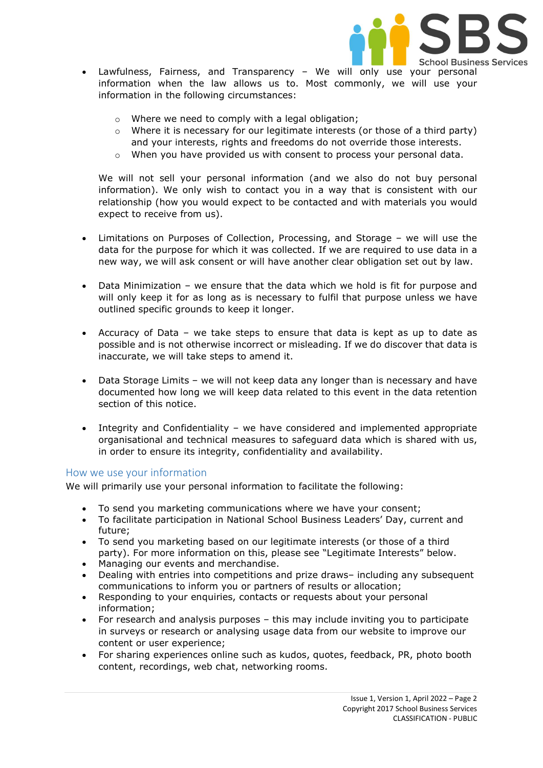- Lawfulness, Fairness, and Transparency – We will only use your personal information when the law allows us to. Most commonly, we will use your information in the following circumstances:

    - Where we need to comply with a legal obligation;
    - Where it is necessary for our legitimate interests (or those of a third party) and your interests, rights and freedoms do not override those interests.
    - When you have provided us with consent to process your personal data.

  We will not sell your personal information (and we also do not buy personal information). We only wish to contact you in a way that is consistent with our relationship (how you would expect to be contacted and with materials you would expect to receive from us).

- Limitations on Purposes of Collection, Processing, and Storage – we will use the data for the purpose for which it was collected. If we are required to use data in a new way, we will ask consent or will have another clear obligation set out by law.

- Data Minimization – we ensure that the data which we hold is fit for purpose and will only keep it for as long as is necessary to fulfil that purpose unless we have outlined specific grounds to keep it longer.

- Accuracy of Data – we take steps to ensure that data is kept as up to date as possible and is not otherwise incorrect or misleading. If we do discover that data is inaccurate, we will take steps to amend it.

- Data Storage Limits – we will not keep data any longer than is necessary and have documented how long we will keep data related to this event in the data retention section of this notice.

- Integrity and Confidentiality – we have considered and implemented appropriate organisational and technical measures to safeguard data which is shared with us, in order to ensure its integrity, confidentiality and availability.

## How we use your information

We will primarily use your personal information to facilitate the following:

- To send you marketing communications where we have your consent;
- To facilitate participation in National School Business Leaders' Day, current and future;
- To send you marketing based on our legitimate interests (or those of a third party). For more information on this, please see "Legitimate Interests" below.
- Managing our events and merchandise.
- Dealing with entries into competitions and prize draws– including any subsequent communications to inform you or partners of results or allocation;
- Responding to your enquiries, contacts or requests about your personal information;
- For research and analysis purposes – this may include inviting you to participate in surveys or research or analysing usage data from our website to improve our content or user experience;
- For sharing experiences online such as kudos, quotes, feedback, PR, photo booth content, recordings, web chat, networking rooms.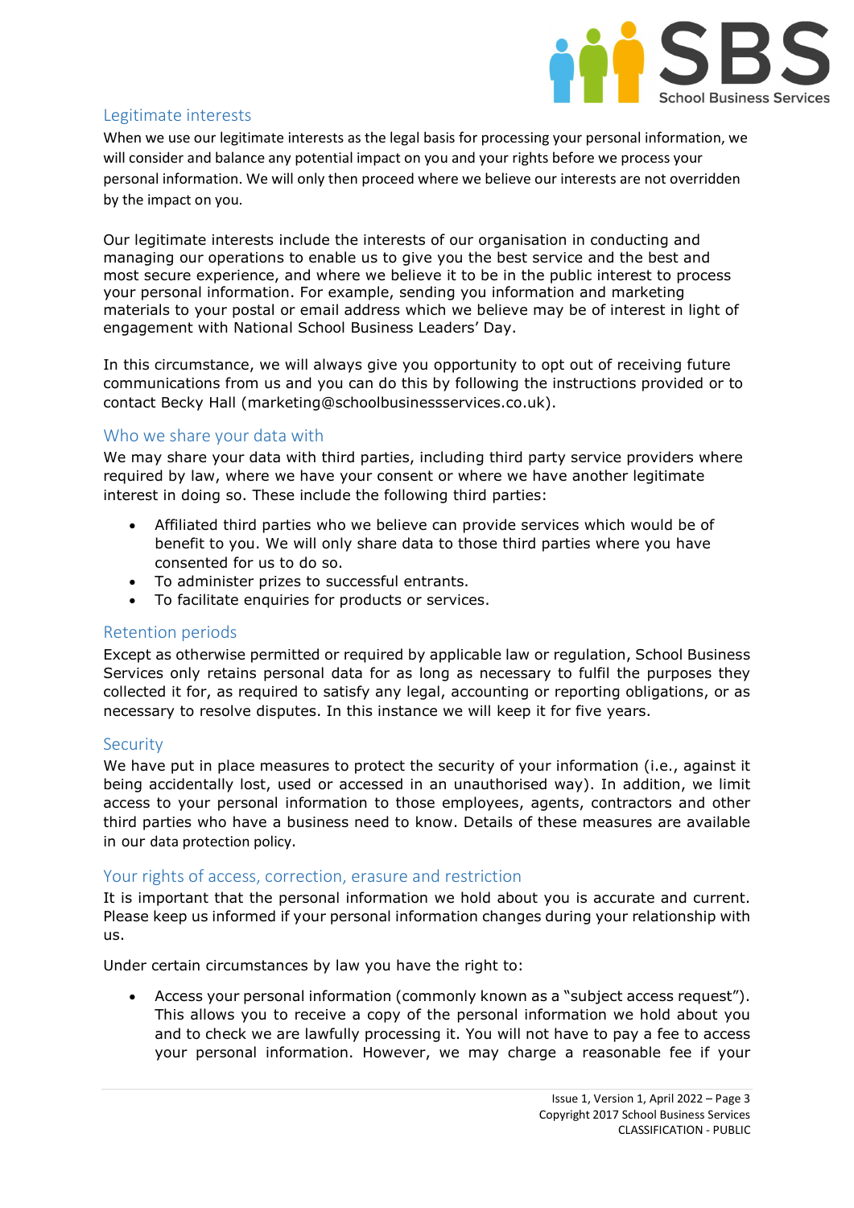## Legitimate interests

When we use our legitimate interests as the legal basis for processing your personal information, we will consider and balance any potential impact on you and your rights before we process your personal information. We will only then proceed where we believe our interests are not overridden by the impact on you.

Our legitimate interests include the interests of our organisation in conducting and managing our operations to enable us to give you the best service and the best and most secure experience, and where we believe it to be in the public interest to process your personal information. For example, sending you information and marketing materials to your postal or email address which we believe may be of interest in light of engagement with National School Business Leaders' Day.

In this circumstance, we will always give you opportunity to opt out of receiving future communications from us and you can do this by following the instructions provided or to contact Becky Hall (marketing@schoolbusinessservices.co.uk).

## Who we share your data with

We may share your data with third parties, including third party service providers where required by law, where we have your consent or where we have another legitimate interest in doing so. These include the following third parties:

- Affiliated third parties who we believe can provide services which would be of benefit to you. We will only share data to those third parties where you have consented for us to do so.
- To administer prizes to successful entrants.
- To facilitate enquiries for products or services.

## Retention periods

Except as otherwise permitted or required by applicable law or regulation, School Business Services only retains personal data for as long as necessary to fulfil the purposes they collected it for, as required to satisfy any legal, accounting or reporting obligations, or as necessary to resolve disputes. In this instance we will keep it for five years.

## Security

We have put in place measures to protect the security of your information (i.e., against it being accidentally lost, used or accessed in an unauthorised way). In addition, we limit access to your personal information to those employees, agents, contractors and other third parties who have a business need to know. Details of these measures are available in our data protection policy.

## Your rights of access, correction, erasure and restriction

It is important that the personal information we hold about you is accurate and current. Please keep us informed if your personal information changes during your relationship with us.

Under certain circumstances by law you have the right to:

- Access your personal information (commonly known as a "subject access request"). This allows you to receive a copy of the personal information we hold about you and to check we are lawfully processing it. You will not have to pay a fee to access your personal information. However, we may charge a reasonable fee if your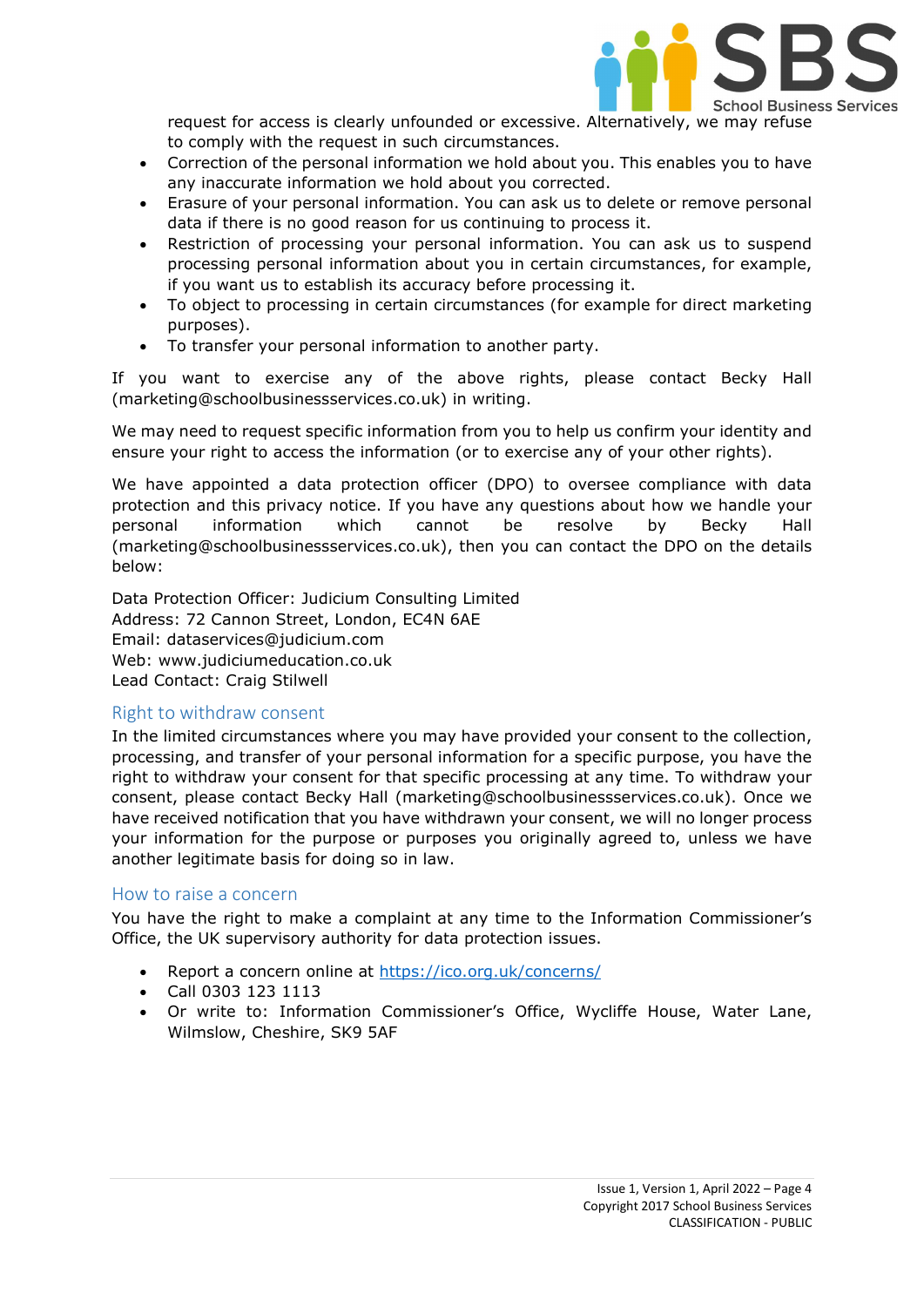request for access is clearly unfounded or excessive. Alternatively, we may refuse to comply with the request in such circumstances.

- Correction of the personal information we hold about you. This enables you to have any inaccurate information we hold about you corrected.
- Erasure of your personal information. You can ask us to delete or remove personal data if there is no good reason for us continuing to process it.
- Restriction of processing your personal information. You can ask us to suspend processing personal information about you in certain circumstances, for example, if you want us to establish its accuracy before processing it.
- To object to processing in certain circumstances (for example for direct marketing purposes).
- To transfer your personal information to another party.

If you want to exercise any of the above rights, please contact Becky Hall (marketing@schoolbusinessservices.co.uk) in writing.

We may need to request specific information from you to help us confirm your identity and ensure your right to access the information (or to exercise any of your other rights).

We have appointed a data protection officer (DPO) to oversee compliance with data protection and this privacy notice. If you have any questions about how we handle your personal information which cannot be resolve by Becky Hall (marketing@schoolbusinessservices.co.uk), then you can contact the DPO on the details below:

Data Protection Officer: Judicium Consulting Limited
Address: 72 Cannon Street, London, EC4N 6AE
Email: dataservices@judicium.com
Web: www.judiciumeducation.co.uk
Lead Contact: Craig Stilwell

## Right to withdraw consent

In the limited circumstances where you may have provided your consent to the collection, processing, and transfer of your personal information for a specific purpose, you have the right to withdraw your consent for that specific processing at any time. To withdraw your consent, please contact Becky Hall (marketing@schoolbusinessservices.co.uk). Once we have received notification that you have withdrawn your consent, we will no longer process your information for the purpose or purposes you originally agreed to, unless we have another legitimate basis for doing so in law.

## How to raise a concern

You have the right to make a complaint at any time to the Information Commissioner's Office, the UK supervisory authority for data protection issues.

- Report a concern online at https://ico.org.uk/concerns/
- Call 0303 123 1113
- Or write to: Information Commissioner's Office, Wycliffe House, Water Lane, Wilmslow, Cheshire, SK9 5AF